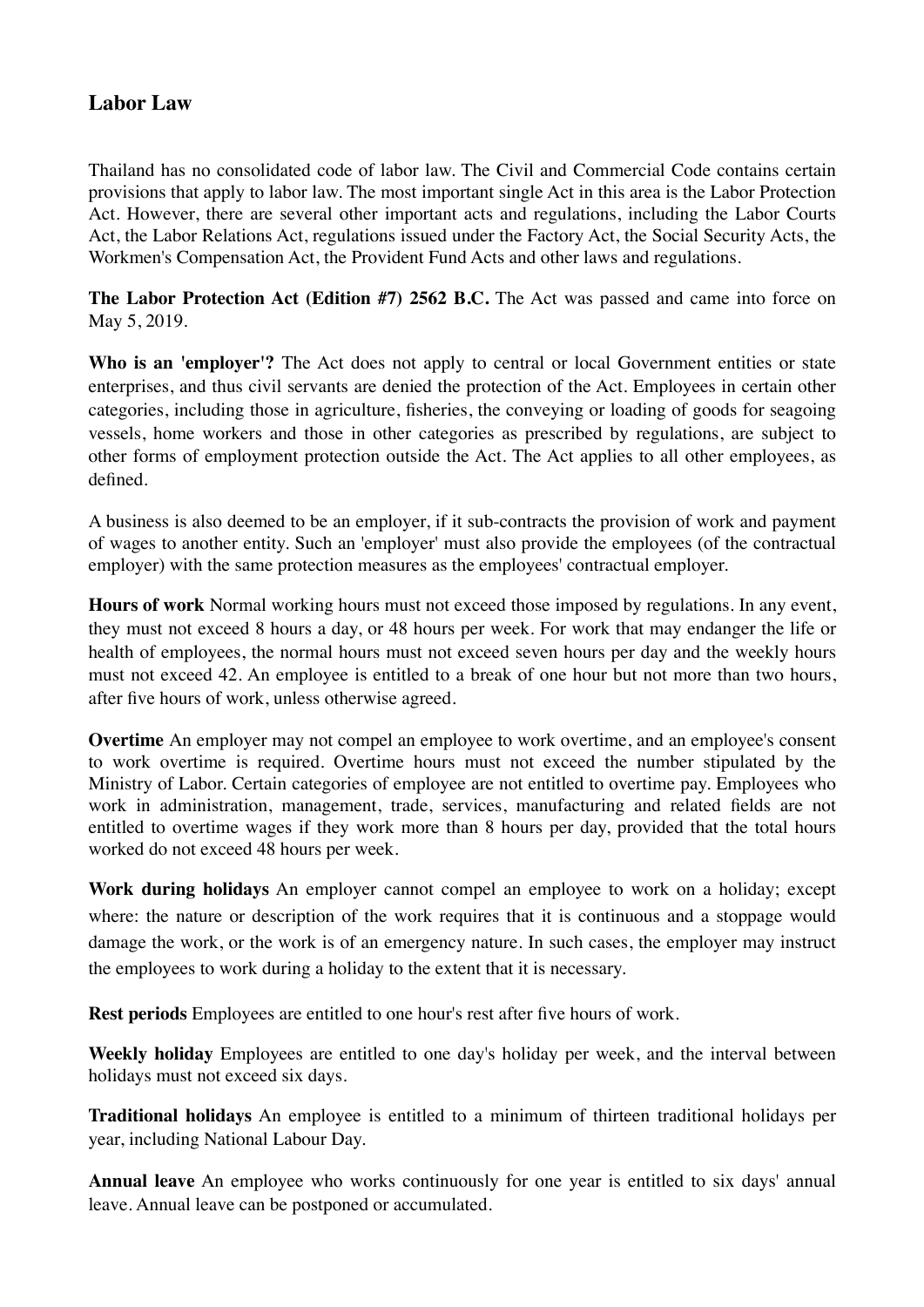## Labor Law

Thailand has no consolidated code of labor law. The Civil and Commercial Code contains certain provisions that apply to labor law. The most important single Act in this area is the Labor Protection Act. However, there are several other important acts and regulations, including the Labor Courts Act, the Labor Relations Act, regulations issued under the Factory Act, the Social Security Acts, the Workmen's Compensation Act, the Provident Fund Acts and other laws and regulations.

**The Labor Protection Act (Edition #7) 2562 B.C.** The Act was passed and came into force on May 5, 2019.

**Who is an 'employer'?** The Act does not apply to central or local Government entities or state enterprises, and thus civil servants are denied the protection of the Act. Employees in certain other categories, including those in agriculture, fisheries, the conveying or loading of goods for seagoing vessels, home workers and those in other categories as prescribed by regulations, are subject to other forms of employment protection outside the Act. The Act applies to all other employees, as defined.

A business is also deemed to be an employer, if it sub-contracts the provision of work and payment of wages to another entity. Such an 'employer' must also provide the employees (of the contractual employer) with the same protection measures as the employees' contractual employer.

**Hours of work** Normal working hours must not exceed those imposed by regulations. In any event, they must not exceed 8 hours a day, or 48 hours per week. For work that may endanger the life or health of employees, the normal hours must not exceed seven hours per day and the weekly hours must not exceed 42. An employee is entitled to a break of one hour but not more than two hours, after five hours of work, unless otherwise agreed.

**Overtime** An employer may not compel an employee to work overtime, and an employee's consent to work overtime is required. Overtime hours must not exceed the number stipulated by the Ministry of Labor. Certain categories of employee are not entitled to overtime pay. Employees who work in administration, management, trade, services, manufacturing and related fields are not entitled to overtime wages if they work more than 8 hours per day, provided that the total hours worked do not exceed 48 hours per week.

**Work during holidays** An employer cannot compel an employee to work on a holiday; except where: the nature or description of the work requires that it is continuous and a stoppage would damage the work, or the work is of an emergency nature. In such cases, the employer may instruct the employees to work during a holiday to the extent that it is necessary.

**Rest periods** Employees are entitled to one hour's rest after five hours of work.

**Weekly holiday** Employees are entitled to one day's holiday per week, and the interval between holidays must not exceed six days.

**Traditional holidays** An employee is entitled to a minimum of thirteen traditional holidays per year, including National Labour Day.

**Annual leave** An employee who works continuously for one year is entitled to six days' annual leave. Annual leave can be postponed or accumulated.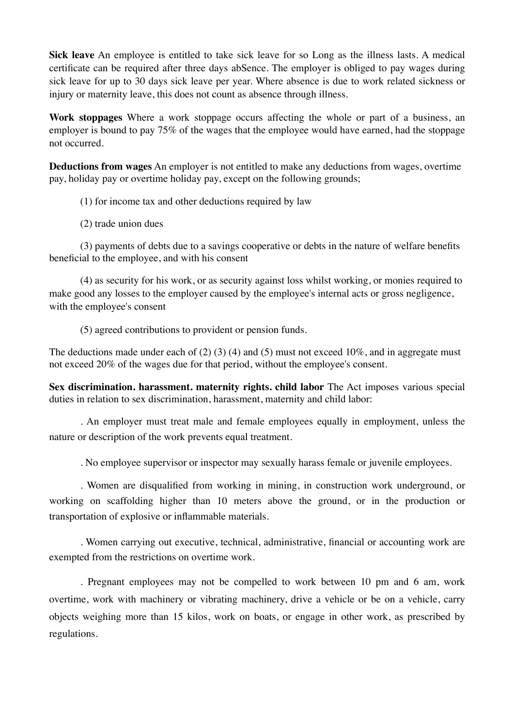**Sick leave** An employee is entitled to take sick leave for so Long as the illness lasts. A medical certificate can be required after three days abSence. The employer is obliged to pay wages during sick leave for up to 30 days sick leave per year. Where absence is due to work related sickness or injury or maternity leave, this does not count as absence through illness.

**Work stoppages** Where a work stoppage occurs affecting the whole or part of a business, an employer is bound to pay 75% of the wages that the employee would have earned, had the stoppage not occurred.

**Deductions from wages** An employer is not entitled to make any deductions from wages, overtime pay, holiday pay or overtime holiday pay, except on the following grounds;

(1) for income tax and other deductions required by law

(2) trade union dues

(3) payments of debts due to a savings cooperative or debts in the nature of welfare benefits beneficial to the employee, and with his consent

(4) as security for his work, or as security against loss whilst working, or monies required to make good any losses to the employer caused by the employee's internal acts or gross negligence, with the employee's consent

(5) agreed contributions to provident or pension funds.

The deductions made under each of (2) (3) (4) and (5) must not exceed 10%, and in aggregate must not exceed 20% of the wages due for that period, without the employee's consent.

**Sex discrimination. harassment. maternity rights. child labor** The Act imposes various special duties in relation to sex discrimination, harassment, maternity and child labor:

. An employer must treat male and female employees equally in employment, unless the nature or description of the work prevents equal treatment.

. No employee supervisor or inspector may sexually harass female or juvenile employees.

. Women are disqualified from working in mining, in construction work underground, or working on scaffolding higher than 10 meters above the ground, or in the production or transportation of explosive or inflammable materials.

. Women carrying out executive, technical, administrative, financial or accounting work are exempted from the restrictions on overtime work.

. Pregnant employees may not be compelled to work between 10 pm and 6 am, work overtime, work with machinery or vibrating machinery, drive a vehicle or be on a vehicle, carry objects weighing more than 15 kilos, work on boats, or engage in other work, as prescribed by regulations.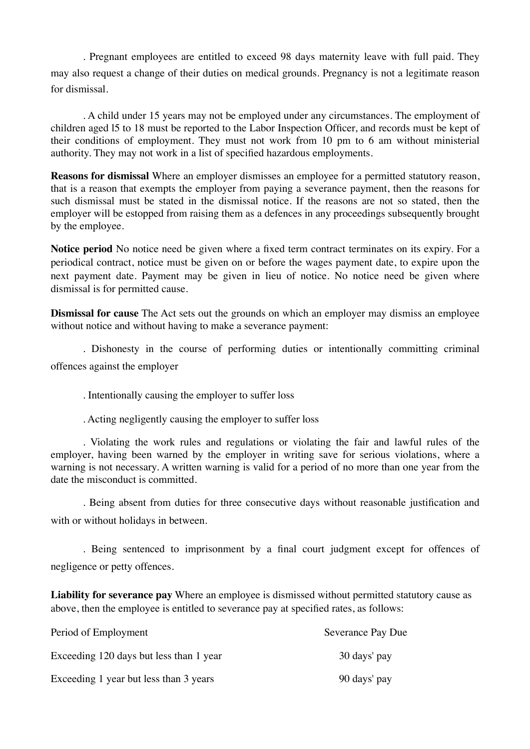. Pregnant employees are entitled to exceed 98 days maternity leave with full paid. They may also request a change of their duties on medical grounds. Pregnancy is not a legitimate reason for dismissal.

. A child under 15 years may not be employed under any circumstances. The employment of children aged l5 to 18 must be reported to the Labor Inspection Officer, and records must be kept of their conditions of employment. They must not work from 10 pm to 6 am without ministerial authority. They may not work in a list of specified hazardous employments.

**Reasons for dismissal** Where an employer dismisses an employee for a permitted statutory reason, that is a reason that exempts the employer from paying a severance payment, then the reasons for such dismissal must be stated in the dismissal notice. If the reasons are not so stated, then the employer will be estopped from raising them as a defences in any proceedings subsequently brought by the employee.

**Notice period** No notice need be given where a fixed term contract terminates on its expiry. For a periodical contract, notice must be given on or before the wages payment date, to expire upon the next payment date. Payment may be given in lieu of notice. No notice need be given where dismissal is for permitted cause.

**Dismissal for cause** The Act sets out the grounds on which an employer may dismiss an employee without notice and without having to make a severance payment:

. Dishonesty in the course of performing duties or intentionally committing criminal offences against the employer

. Intentionally causing the employer to suffer loss

. Acting negligently causing the employer to suffer loss

. Violating the work rules and regulations or violating the fair and lawful rules of the employer, having been warned by the employer in writing save for serious violations, where a warning is not necessary. A written warning is valid for a period of no more than one year from the date the misconduct is committed.

. Being absent from duties for three consecutive days without reasonable justification and with or without holidays in between.

. Being sentenced to imprisonment by a final court judgment except for offences of negligence or petty offences.

**Liability for severance pay** Where an employee is dismissed without permitted statutory cause as above, then the employee is entitled to severance pay at specified rates, as follows:

| Period of Employment | Severance Pay Due |
|---|---|
| Exceeding 120 days but less than 1 year | 30 days' pay |
| Exceeding 1 year but less than 3 years | 90 days' pay |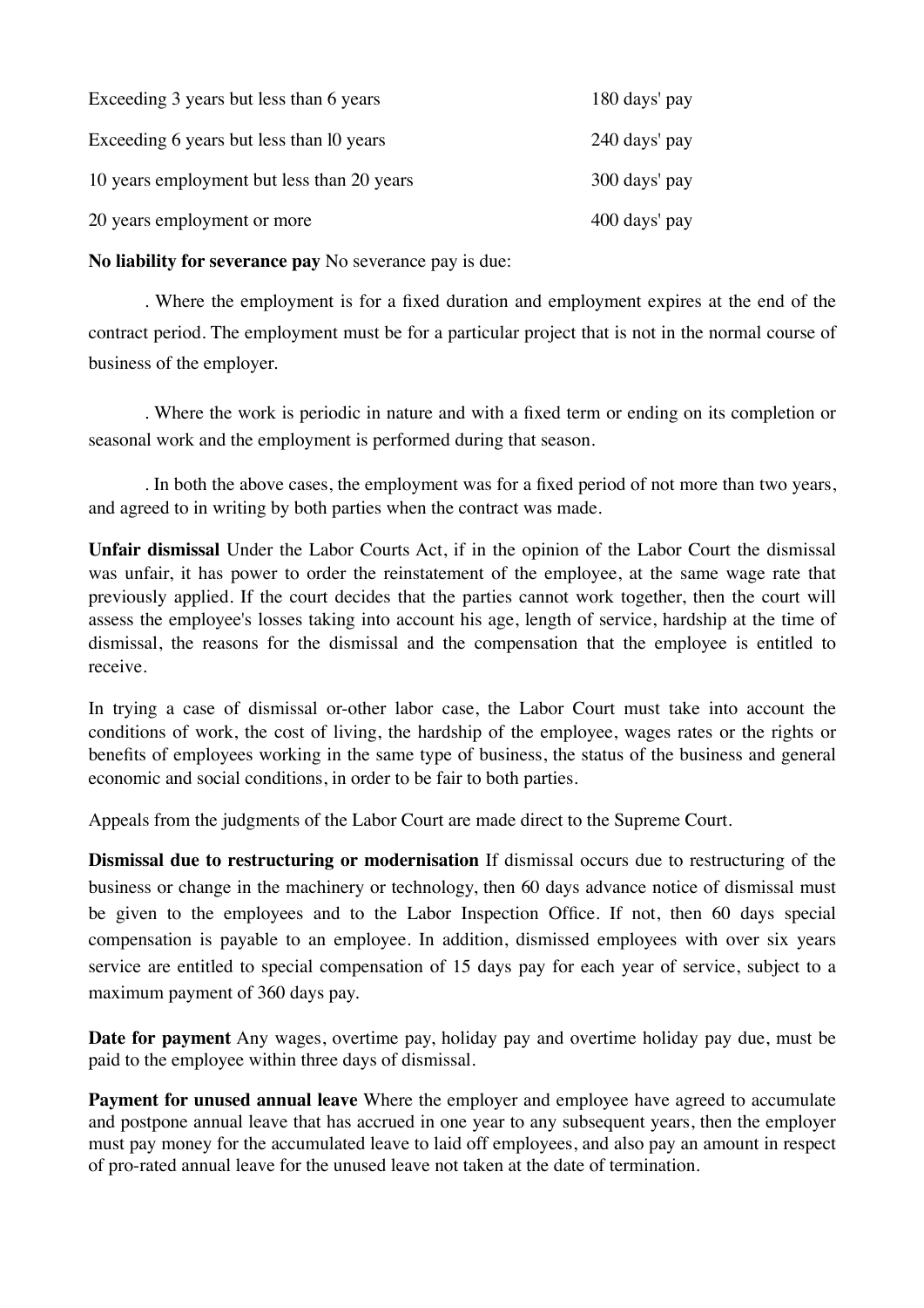| | |
|---|---|
| Exceeding 3 years but less than 6 years | 180 days' pay |
| Exceeding 6 years but less than l0 years | 240 days' pay |
| 10 years employment but less than 20 years | 300 days' pay |
| 20 years employment or more | 400 days' pay |

**No liability for severance pay** No severance pay is due:

. Where the employment is for a fixed duration and employment expires at the end of the contract period. The employment must be for a particular project that is not in the normal course of business of the employer.

. Where the work is periodic in nature and with a fixed term or ending on its completion or seasonal work and the employment is performed during that season.

. In both the above cases, the employment was for a fixed period of not more than two years, and agreed to in writing by both parties when the contract was made.

**Unfair dismissal** Under the Labor Courts Act, if in the opinion of the Labor Court the dismissal was unfair, it has power to order the reinstatement of the employee, at the same wage rate that previously applied. If the court decides that the parties cannot work together, then the court will assess the employee's losses taking into account his age, length of service, hardship at the time of dismissal, the reasons for the dismissal and the compensation that the employee is entitled to receive.

In trying a case of dismissal or-other labor case, the Labor Court must take into account the conditions of work, the cost of living, the hardship of the employee, wages rates or the rights or benefits of employees working in the same type of business, the status of the business and general economic and social conditions, in order to be fair to both parties.

Appeals from the judgments of the Labor Court are made direct to the Supreme Court.

**Dismissal due to restructuring or modernisation** If dismissal occurs due to restructuring of the business or change in the machinery or technology, then 60 days advance notice of dismissal must be given to the employees and to the Labor Inspection Office. If not, then 60 days special compensation is payable to an employee. In addition, dismissed employees with over six years service are entitled to special compensation of 15 days pay for each year of service, subject to a maximum payment of 360 days pay.

**Date for payment** Any wages, overtime pay, holiday pay and overtime holiday pay due, must be paid to the employee within three days of dismissal.

**Payment for unused annual leave** Where the employer and employee have agreed to accumulate and postpone annual leave that has accrued in one year to any subsequent years, then the employer must pay money for the accumulated leave to laid off employees, and also pay an amount in respect of pro-rated annual leave for the unused leave not taken at the date of termination.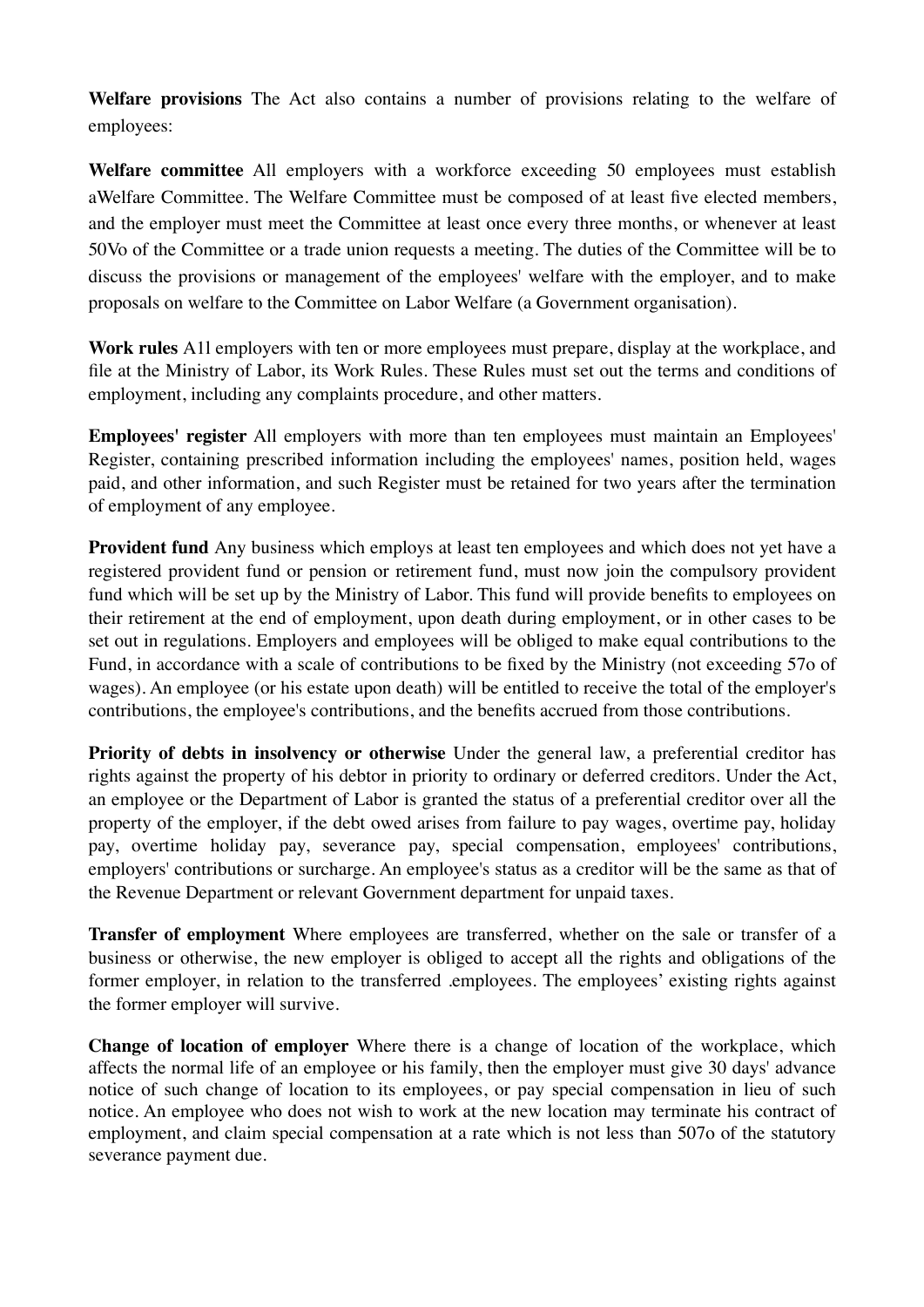**Welfare provisions** The Act also contains a number of provisions relating to the welfare of employees:

**Welfare committee** All employers with a workforce exceeding 50 employees must establish aWelfare Committee. The Welfare Committee must be composed of at least five elected members, and the employer must meet the Committee at least once every three months, or whenever at least 50Vo of the Committee or a trade union requests a meeting. The duties of the Committee will be to discuss the provisions or management of the employees' welfare with the employer, and to make proposals on welfare to the Committee on Labor Welfare (a Government organisation).

**Work rules** A1l employers with ten or more employees must prepare, display at the workplace, and file at the Ministry of Labor, its Work Rules. These Rules must set out the terms and conditions of employment, including any complaints procedure, and other matters.

**Employees' register** All employers with more than ten employees must maintain an Employees' Register, containing prescribed information including the employees' names, position held, wages paid, and other information, and such Register must be retained for two years after the termination of employment of any employee.

**Provident fund** Any business which employs at least ten employees and which does not yet have a registered provident fund or pension or retirement fund, must now join the compulsory provident fund which will be set up by the Ministry of Labor. This fund will provide benefits to employees on their retirement at the end of employment, upon death during employment, or in other cases to be set out in regulations. Employers and employees will be obliged to make equal contributions to the Fund, in accordance with a scale of contributions to be fixed by the Ministry (not exceeding 57o of wages). An employee (or his estate upon death) will be entitled to receive the total of the employer's contributions, the employee's contributions, and the benefits accrued from those contributions.

**Priority of debts in insolvency or otherwise** Under the general law, a preferential creditor has rights against the property of his debtor in priority to ordinary or deferred creditors. Under the Act, an employee or the Department of Labor is granted the status of a preferential creditor over all the property of the employer, if the debt owed arises from failure to pay wages, overtime pay, holiday pay, overtime holiday pay, severance pay, special compensation, employees' contributions, employers' contributions or surcharge. An employee's status as a creditor will be the same as that of the Revenue Department or relevant Government department for unpaid taxes.

**Transfer of employment** Where employees are transferred, whether on the sale or transfer of a business or otherwise, the new employer is obliged to accept all the rights and obligations of the former employer, in relation to the transferred .employees. The employees' existing rights against the former employer will survive.

**Change of location of employer** Where there is a change of location of the workplace, which affects the normal life of an employee or his family, then the employer must give 30 days' advance notice of such change of location to its employees, or pay special compensation in lieu of such notice. An employee who does not wish to work at the new location may terminate his contract of employment, and claim special compensation at a rate which is not less than 507o of the statutory severance payment due.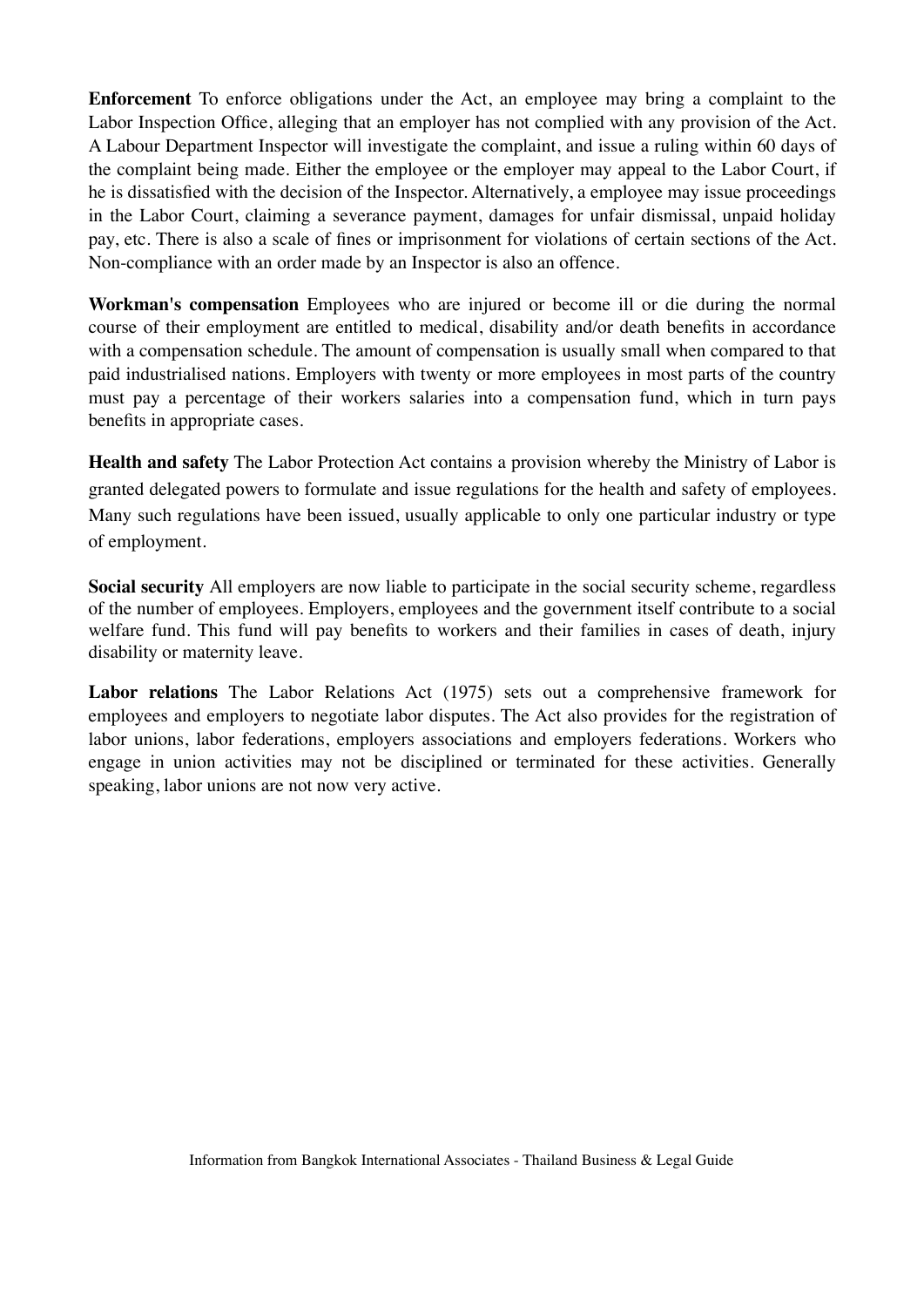**Enforcement** To enforce obligations under the Act, an employee may bring a complaint to the Labor Inspection Office, alleging that an employer has not complied with any provision of the Act. A Labour Department Inspector will investigate the complaint, and issue a ruling within 60 days of the complaint being made. Either the employee or the employer may appeal to the Labor Court, if he is dissatisfied with the decision of the Inspector. Alternatively, a employee may issue proceedings in the Labor Court, claiming a severance payment, damages for unfair dismissal, unpaid holiday pay, etc. There is also a scale of fines or imprisonment for violations of certain sections of the Act. Non-compliance with an order made by an Inspector is also an offence.

**Workman's compensation** Employees who are injured or become ill or die during the normal course of their employment are entitled to medical, disability and/or death benefits in accordance with a compensation schedule. The amount of compensation is usually small when compared to that paid industrialised nations. Employers with twenty or more employees in most parts of the country must pay a percentage of their workers salaries into a compensation fund, which in turn pays benefits in appropriate cases.

**Health and safety** The Labor Protection Act contains a provision whereby the Ministry of Labor is granted delegated powers to formulate and issue regulations for the health and safety of employees. Many such regulations have been issued, usually applicable to only one particular industry or type of employment.

**Social security** All employers are now liable to participate in the social security scheme, regardless of the number of employees. Employers, employees and the government itself contribute to a social welfare fund. This fund will pay benefits to workers and their families in cases of death, injury disability or maternity leave.

**Labor relations** The Labor Relations Act (1975) sets out a comprehensive framework for employees and employers to negotiate labor disputes. The Act also provides for the registration of labor unions, labor federations, employers associations and employers federations. Workers who engage in union activities may not be disciplined or terminated for these activities. Generally speaking, labor unions are not now very active.